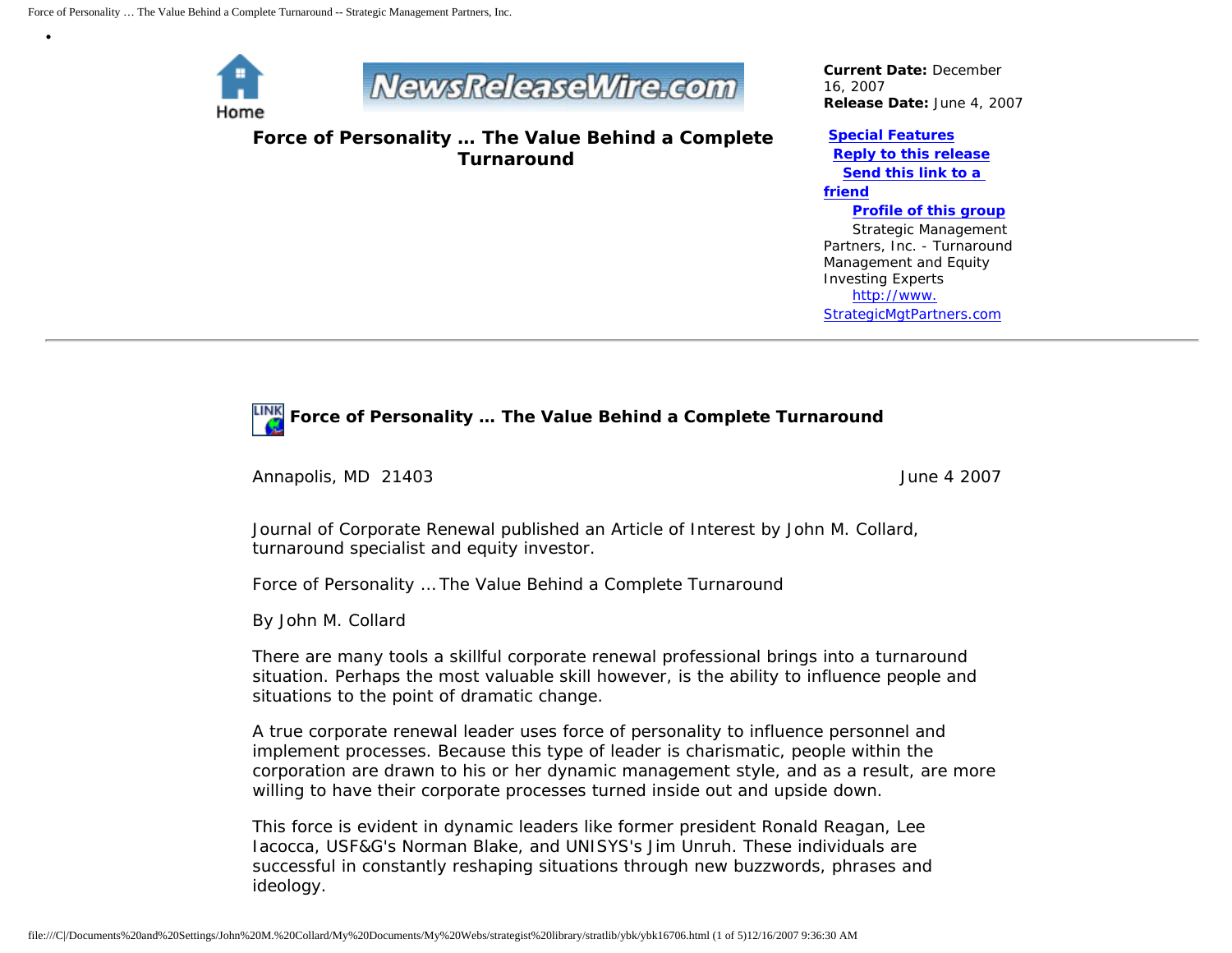Home

# Force of Personality … The Value Behind a Complete Turnaround

**Current Date:** December 16, 2007
**Release Date:** June 4, 2007

**Special Features**
**Reply to this release**
**Send this link to a friend**
**Profile of this group**
Strategic Management Partners, Inc. - Turnaround Management and Equity Investing Experts
http://www.StrategicMgtPartners.com

---

## Force of Personality … The Value Behind a Complete Turnaround

Annapolis, MD 21403 June 4 2007

Journal of Corporate Renewal published an Article of Interest by John M. Collard, turnaround specialist and equity investor.

Force of Personality … The Value Behind a Complete Turnaround

By John M. Collard

There are many tools a skillful corporate renewal professional brings into a turnaround situation. Perhaps the most valuable skill however, is the ability to influence people and situations to the point of dramatic change.

A true corporate renewal leader uses force of personality to influence personnel and implement processes. Because this type of leader is charismatic, people within the corporation are drawn to his or her dynamic management style, and as a result, are more willing to have their corporate processes turned inside out and upside down.

This force is evident in dynamic leaders like former president Ronald Reagan, Lee Iacocca, USF&G's Norman Blake, and UNISYS's Jim Unruh. These individuals are successful in constantly reshaping situations through new buzzwords, phrases and ideology.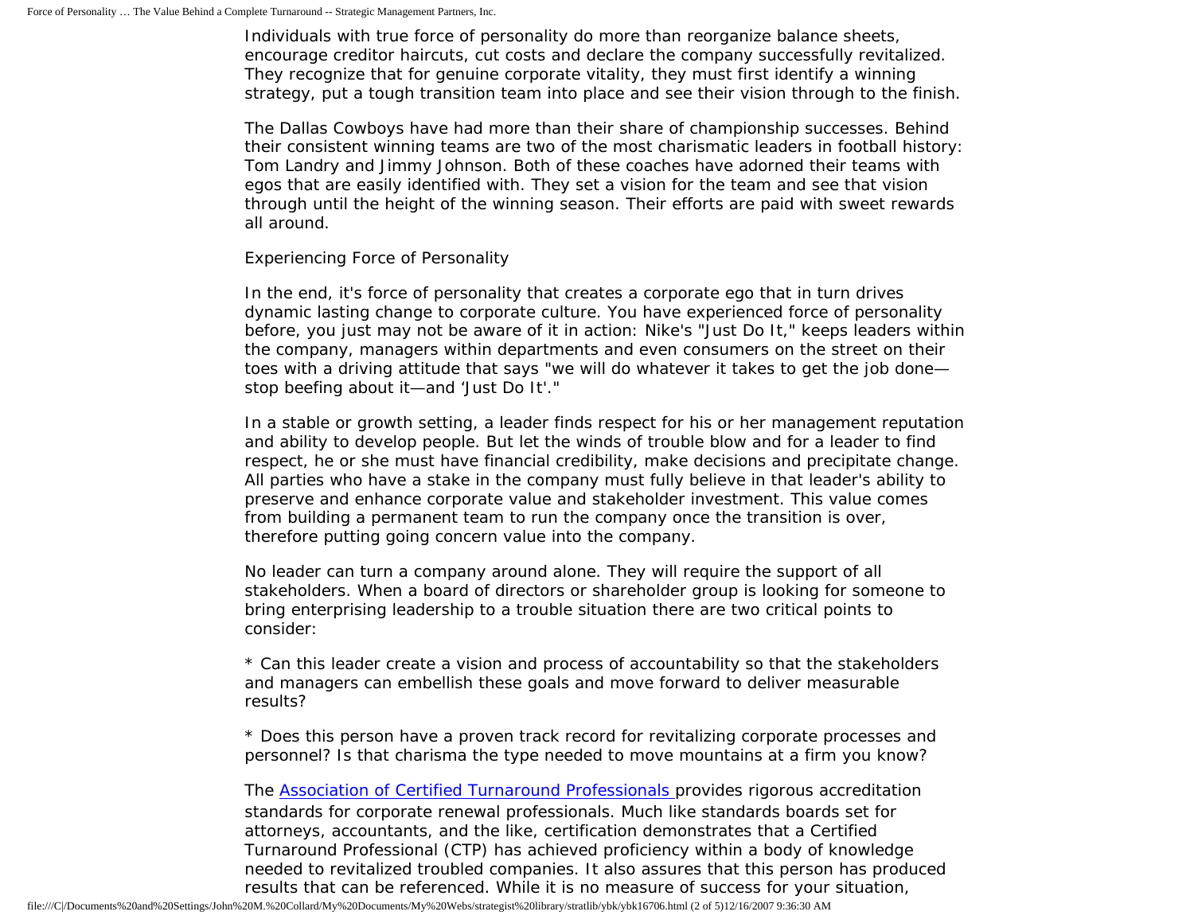Individuals with true force of personality do more than reorganize balance sheets, encourage creditor haircuts, cut costs and declare the company successfully revitalized. They recognize that for genuine corporate vitality, they must first identify a winning strategy, put a tough transition team into place and see their vision through to the finish.

The Dallas Cowboys have had more than their share of championship successes. Behind their consistent winning teams are two of the most charismatic leaders in football history: Tom Landry and Jimmy Johnson. Both of these coaches have adorned their teams with egos that are easily identified with. They set a vision for the team and see that vision through until the height of the winning season. Their efforts are paid with sweet rewards all around.

Experiencing Force of Personality

In the end, it's force of personality that creates a corporate ego that in turn drives dynamic lasting change to corporate culture. You have experienced force of personality before, you just may not be aware of it in action: Nike's "Just Do It," keeps leaders within the company, managers within departments and even consumers on the street on their toes with a driving attitude that says "we will do whatever it takes to get the job done—stop beefing about it—and 'Just Do It'."

In a stable or growth setting, a leader finds respect for his or her management reputation and ability to develop people. But let the winds of trouble blow and for a leader to find respect, he or she must have financial credibility, make decisions and precipitate change. All parties who have a stake in the company must fully believe in that leader's ability to preserve and enhance corporate value and stakeholder investment. This value comes from building a permanent team to run the company once the transition is over, therefore putting going concern value into the company.

No leader can turn a company around alone. They will require the support of all stakeholders. When a board of directors or shareholder group is looking for someone to bring enterprising leadership to a trouble situation there are two critical points to consider:

* Can this leader create a vision and process of accountability so that the stakeholders and managers can embellish these goals and move forward to deliver measurable results?

* Does this person have a proven track record for revitalizing corporate processes and personnel? Is that charisma the type needed to move mountains at a firm you know?

The [Association of Certified Turnaround Professionals](#) provides rigorous accreditation standards for corporate renewal professionals. Much like standards boards set for attorneys, accountants, and the like, certification demonstrates that a Certified Turnaround Professional (CTP) has achieved proficiency within a body of knowledge needed to revitalized troubled companies. It also assures that this person has produced results that can be referenced. While it is no measure of success for your situation,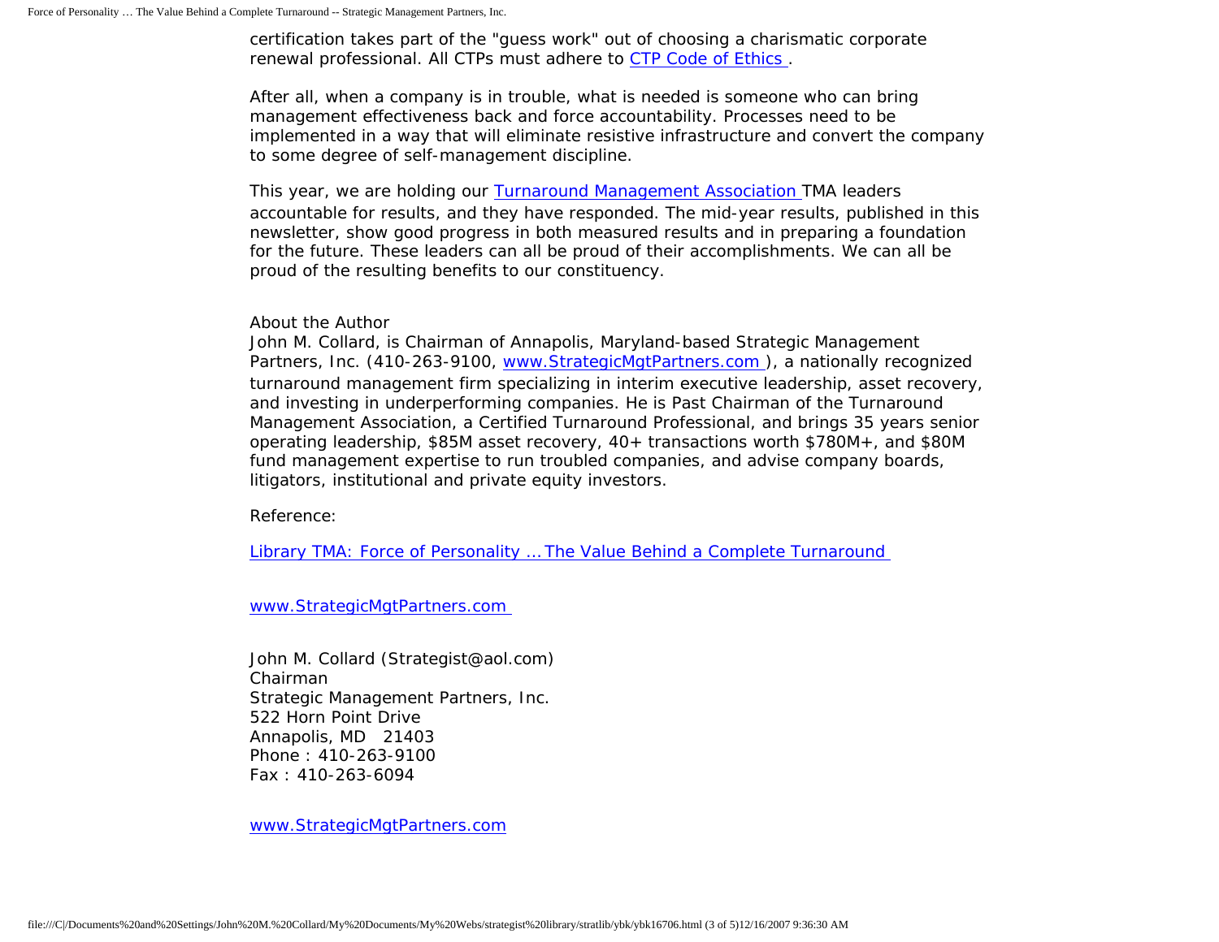certification takes part of the "guess work" out of choosing a charismatic corporate renewal professional. All CTPs must adhere to [CTP Code of Ethics](#).

After all, when a company is in trouble, what is needed is someone who can bring management effectiveness back and force accountability. Processes need to be implemented in a way that will eliminate resistive infrastructure and convert the company to some degree of self-management discipline.

This year, we are holding our [Turnaround Management Association](#) TMA leaders accountable for results, and they have responded. The mid-year results, published in this newsletter, show good progress in both measured results and in preparing a foundation for the future. These leaders can all be proud of their accomplishments. We can all be proud of the resulting benefits to our constituency.

About the Author
John M. Collard, is Chairman of Annapolis, Maryland-based Strategic Management Partners, Inc. (410-263-9100, [www.StrategicMgtPartners.com](#) ), a nationally recognized turnaround management firm specializing in interim executive leadership, asset recovery, and investing in underperforming companies. He is Past Chairman of the Turnaround Management Association, a Certified Turnaround Professional, and brings 35 years senior operating leadership, $85M asset recovery, 40+ transactions worth $780M+, and $80M fund management expertise to run troubled companies, and advise company boards, litigators, institutional and private equity investors.

Reference:

[Library TMA: Force of Personality … The Value Behind a Complete Turnaround](#)

[www.StrategicMgtPartners.com](#)

John M. Collard (Strategist@aol.com)
Chairman
Strategic Management Partners, Inc.
522 Horn Point Drive
Annapolis, MD 21403
Phone : 410-263-9100
Fax : 410-263-6094

[www.StrategicMgtPartners.com](#)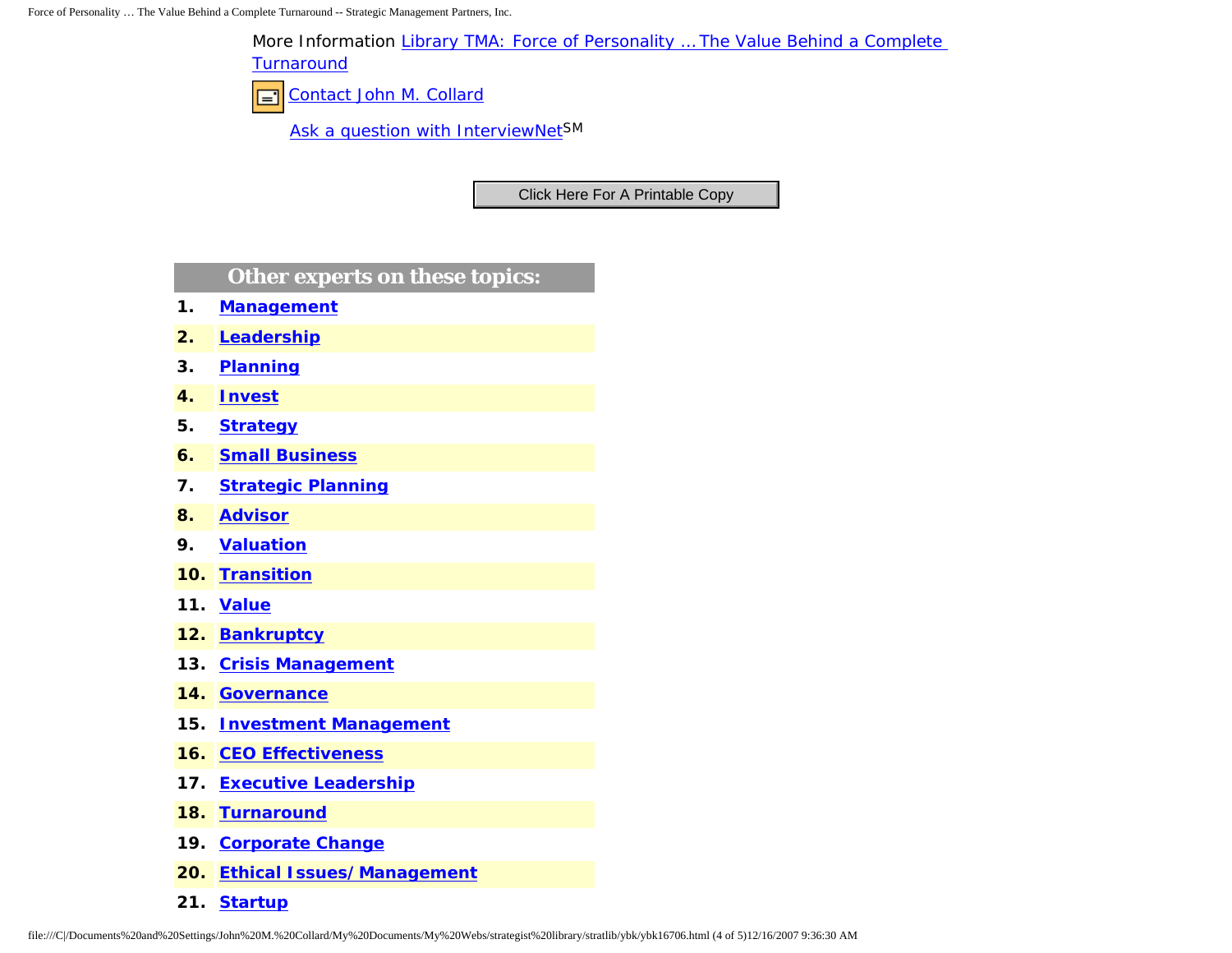More Information Library TMA: Force of Personality … The Value Behind a Complete Turnaround

Contact John M. Collard

Ask a question with InterviewNet[SM]

Click Here For A Printable Copy

### Other experts on these topics:

1. **Management**
2. **Leadership**
3. **Planning**
4. **Invest**
5. **Strategy**
6. **Small Business**
7. **Strategic Planning**
8. **Advisor**
9. **Valuation**
10. **Transition**
11. **Value**
12. **Bankruptcy**
13. **Crisis Management**
14. **Governance**
15. **Investment Management**
16. **CEO Effectiveness**
17. **Executive Leadership**
18. **Turnaround**
19. **Corporate Change**
20. **Ethical Issues/ Management**
21. **Startup**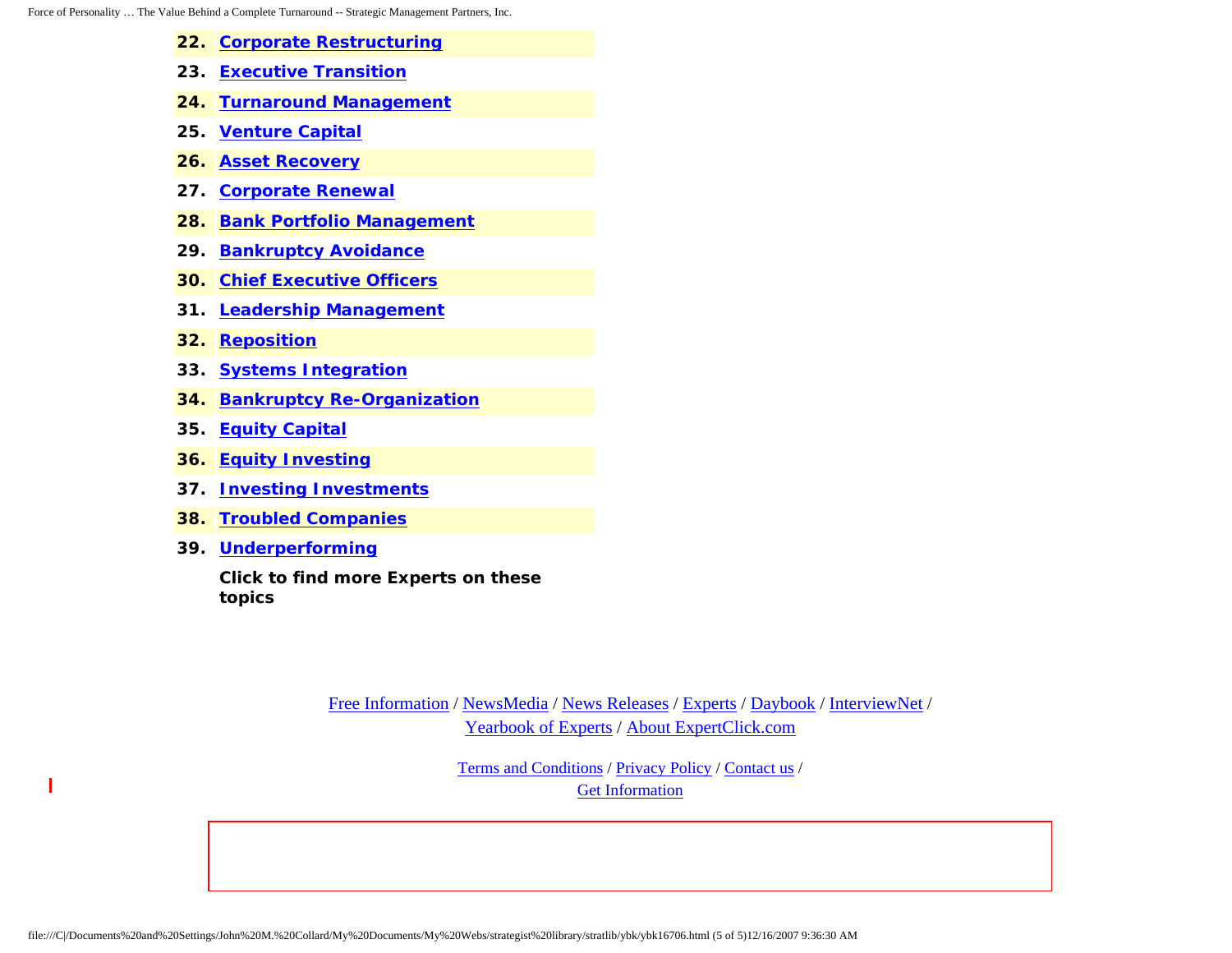22. **Corporate Restructuring**
23. **Executive Transition**
24. **Turnaround Management**
25. **Venture Capital**
26. **Asset Recovery**
27. **Corporate Renewal**
28. **Bank Portfolio Management**
29. **Bankruptcy Avoidance**
30. **Chief Executive Officers**
31. **Leadership Management**
32. **Reposition**
33. **Systems Integration**
34. **Bankruptcy Re-Organization**
35. **Equity Capital**
36. **Equity Investing**
37. **Investing Investments**
38. **Troubled Companies**
39. **Underperforming**

**Click to find more Experts on these topics**

Free Information / NewsMedia / News Releases / Experts / Daybook / InterviewNet / Yearbook of Experts / About ExpertClick.com

Terms and Conditions / Privacy Policy / Contact us / Get Information